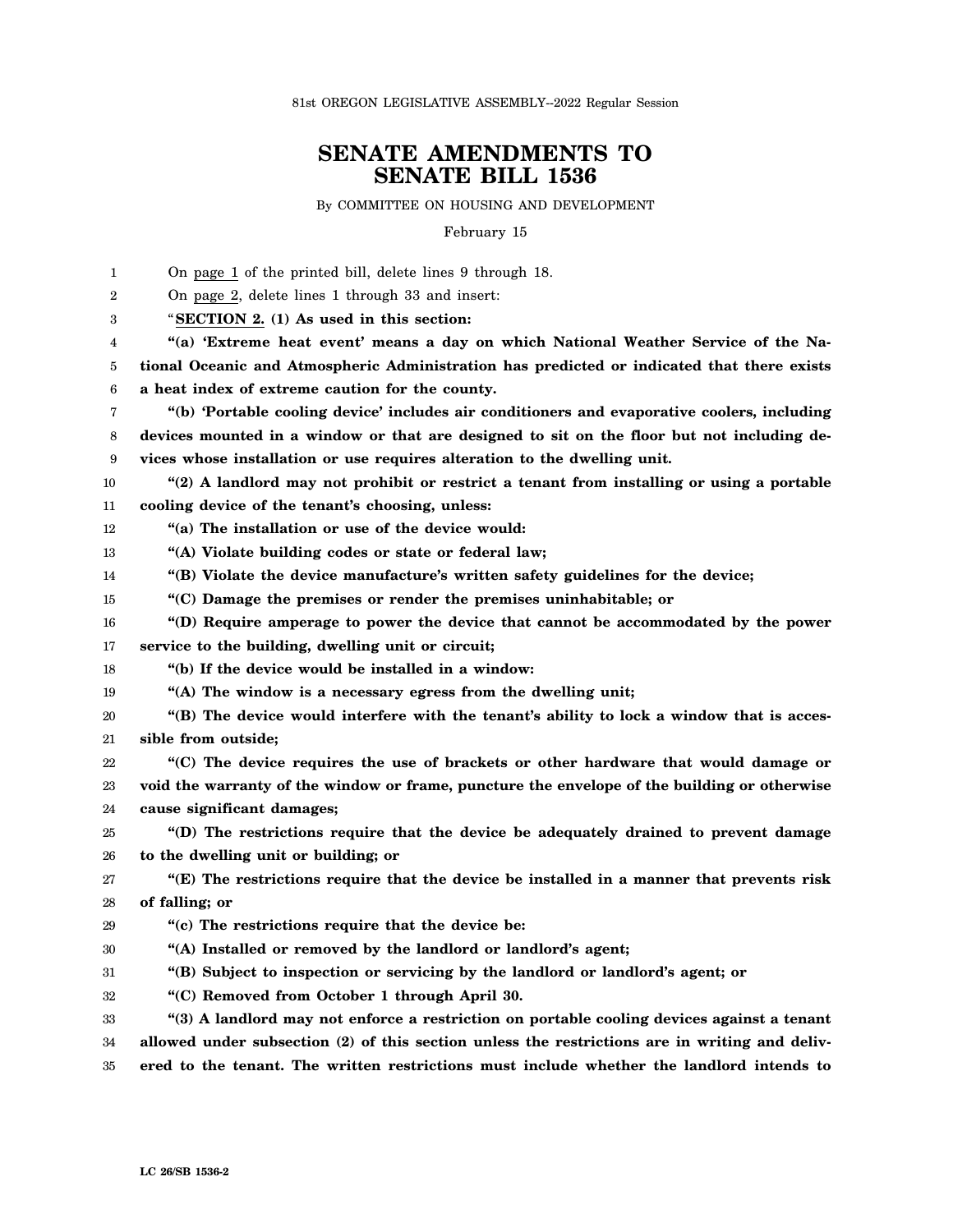81st OREGON LEGISLATIVE ASSEMBLY--2022 Regular Session

# SENATE AMENDMENTS TO SENATE BILL 1536

By COMMITTEE ON HOUSING AND DEVELOPMENT

February 15

On page 1 of the printed bill, delete lines 9 through 18.

On page 2, delete lines 1 through 33 and insert:

"**SECTION 2. (1) As used in this section:**

**"(a) 'Extreme heat event' means a day on which National Weather Service of the National Oceanic and Atmospheric Administration has predicted or indicated that there exists a heat index of extreme caution for the county.**

**"(b) 'Portable cooling device' includes air conditioners and evaporative coolers, including devices mounted in a window or that are designed to sit on the floor but not including devices whose installation or use requires alteration to the dwelling unit.**

**"(2) A landlord may not prohibit or restrict a tenant from installing or using a portable cooling device of the tenant's choosing, unless:**

**"(a) The installation or use of the device would:**

**"(A) Violate building codes or state or federal law;**

**"(B) Violate the device manufacture's written safety guidelines for the device;**

**"(C) Damage the premises or render the premises uninhabitable; or**

**"(D) Require amperage to power the device that cannot be accommodated by the power service to the building, dwelling unit or circuit;**

**"(b) If the device would be installed in a window:**

**"(A) The window is a necessary egress from the dwelling unit;**

**"(B) The device would interfere with the tenant's ability to lock a window that is accessible from outside;**

**"(C) The device requires the use of brackets or other hardware that would damage or void the warranty of the window or frame, puncture the envelope of the building or otherwise cause significant damages;**

**"(D) The restrictions require that the device be adequately drained to prevent damage to the dwelling unit or building; or**

**"(E) The restrictions require that the device be installed in a manner that prevents risk of falling; or**

**"(c) The restrictions require that the device be:**

**"(A) Installed or removed by the landlord or landlord's agent;**

**"(B) Subject to inspection or servicing by the landlord or landlord's agent; or**

**"(C) Removed from October 1 through April 30.**

**"(3) A landlord may not enforce a restriction on portable cooling devices against a tenant allowed under subsection (2) of this section unless the restrictions are in writing and delivered to the tenant. The written restrictions must include whether the landlord intends to**

LC 26/SB 1536-2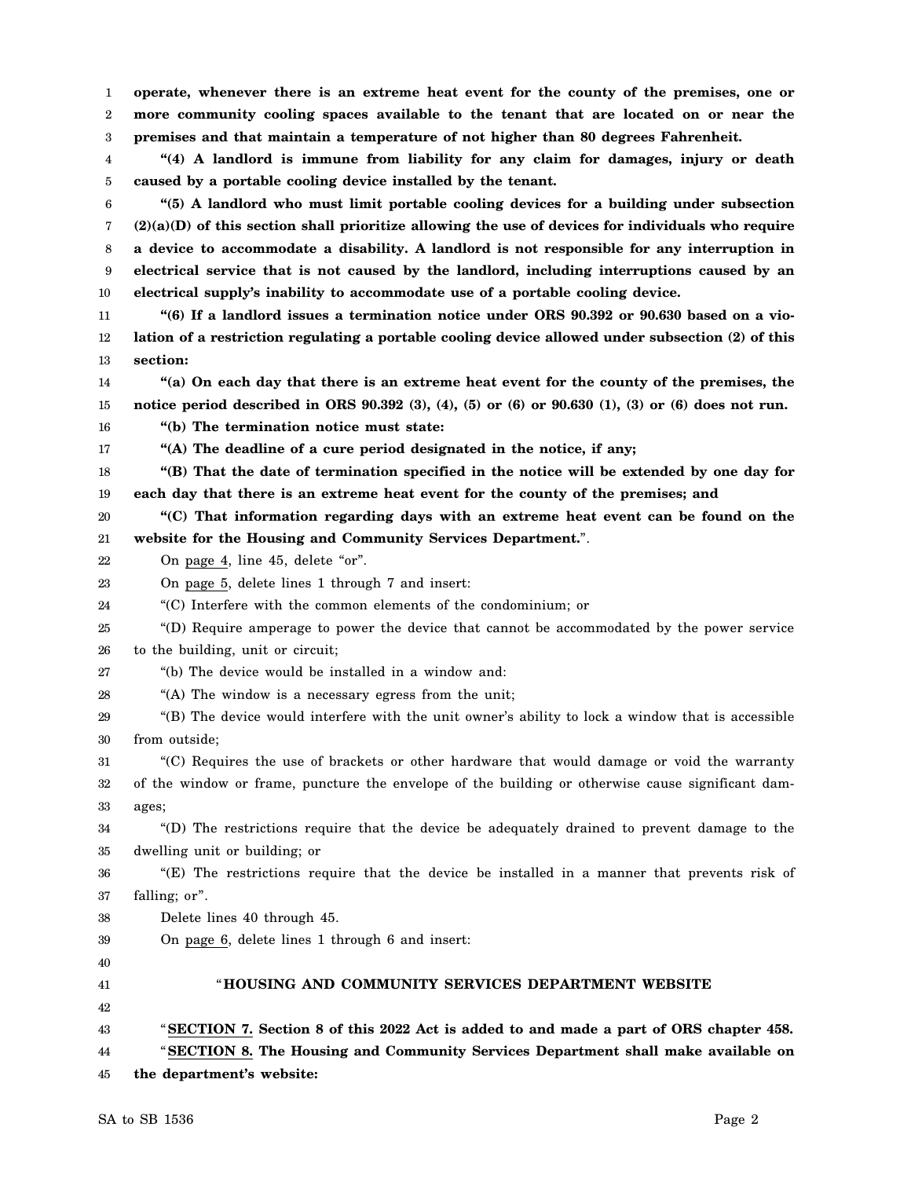**operate, whenever there is an extreme heat event for the county of the premises, one or more community cooling spaces available to the tenant that are located on or near the premises and that maintain a temperature of not higher than 80 degrees Fahrenheit.**

**"(4) A landlord is immune from liability for any claim for damages, injury or death caused by a portable cooling device installed by the tenant.**

**"(5) A landlord who must limit portable cooling devices for a building under subsection (2)(a)(D) of this section shall prioritize allowing the use of devices for individuals who require a device to accommodate a disability. A landlord is not responsible for any interruption in electrical service that is not caused by the landlord, including interruptions caused by an electrical supply's inability to accommodate use of a portable cooling device.**

**"(6) If a landlord issues a termination notice under ORS 90.392 or 90.630 based on a violation of a restriction regulating a portable cooling device allowed under subsection (2) of this section:**

**"(a) On each day that there is an extreme heat event for the county of the premises, the notice period described in ORS 90.392 (3), (4), (5) or (6) or 90.630 (1), (3) or (6) does not run.**

**"(b) The termination notice must state:**

**"(A) The deadline of a cure period designated in the notice, if any;**

**"(B) That the date of termination specified in the notice will be extended by one day for each day that there is an extreme heat event for the county of the premises; and**

**"(C) That information regarding days with an extreme heat event can be found on the website for the Housing and Community Services Department."**.

On page 4, line 45, delete "or".

On page 5, delete lines 1 through 7 and insert:

"(C) Interfere with the common elements of the condominium; or

"(D) Require amperage to power the device that cannot be accommodated by the power service to the building, unit or circuit;

"(b) The device would be installed in a window and:

"(A) The window is a necessary egress from the unit;

"(B) The device would interfere with the unit owner's ability to lock a window that is accessible from outside;

"(C) Requires the use of brackets or other hardware that would damage or void the warranty of the window or frame, puncture the envelope of the building or otherwise cause significant damages;

"(D) The restrictions require that the device be adequately drained to prevent damage to the dwelling unit or building; or

"(E) The restrictions require that the device be installed in a manner that prevents risk of falling; or".

Delete lines 40 through 45.

On page 6, delete lines 1 through 6 and insert:

"**HOUSING AND COMMUNITY SERVICES DEPARTMENT WEBSITE**

"**SECTION 7. Section 8 of this 2022 Act is added to and made a part of ORS chapter 458.**

"**SECTION 8. The Housing and Community Services Department shall make available on the department's website:**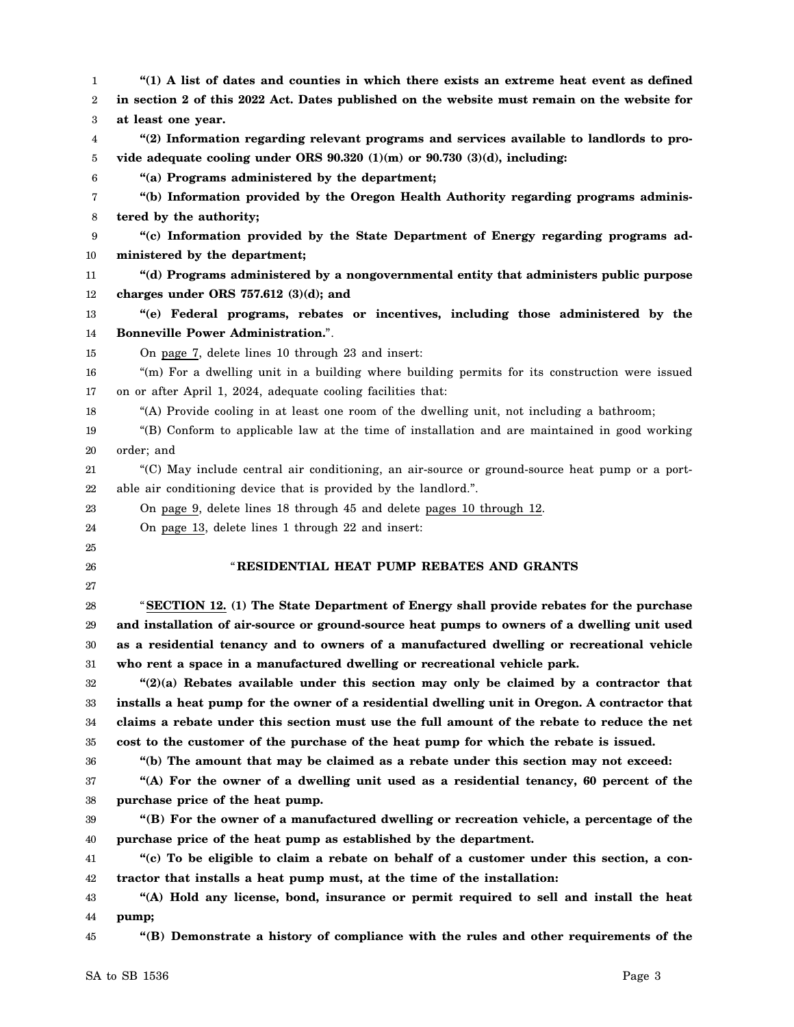**"(1) A list of dates and counties in which there exists an extreme heat event as defined in section 2 of this 2022 Act. Dates published on the website must remain on the website for at least one year.**

**"(2) Information regarding relevant programs and services available to landlords to provide adequate cooling under ORS 90.320 (1)(m) or 90.730 (3)(d), including:**

**"(a) Programs administered by the department;**

**"(b) Information provided by the Oregon Health Authority regarding programs administered by the authority;**

**"(c) Information provided by the State Department of Energy regarding programs administered by the department;**

**"(d) Programs administered by a nongovernmental entity that administers public purpose charges under ORS 757.612 (3)(d); and**

**"(e) Federal programs, rebates or incentives, including those administered by the Bonneville Power Administration."**.

On page 7, delete lines 10 through 23 and insert:

"(m) For a dwelling unit in a building where building permits for its construction were issued on or after April 1, 2024, adequate cooling facilities that:

"(A) Provide cooling in at least one room of the dwelling unit, not including a bathroom;

"(B) Conform to applicable law at the time of installation and are maintained in good working order; and

"(C) May include central air conditioning, an air-source or ground-source heat pump or a portable air conditioning device that is provided by the landlord.".

On page 9, delete lines 18 through 45 and delete pages 10 through 12.

On page 13, delete lines 1 through 22 and insert:

"**RESIDENTIAL HEAT PUMP REBATES AND GRANTS**

"**SECTION 12. (1) The State Department of Energy shall provide rebates for the purchase and installation of air-source or ground-source heat pumps to owners of a dwelling unit used as a residential tenancy and to owners of a manufactured dwelling or recreational vehicle who rent a space in a manufactured dwelling or recreational vehicle park.**

**"(2)(a) Rebates available under this section may only be claimed by a contractor that installs a heat pump for the owner of a residential dwelling unit in Oregon. A contractor that claims a rebate under this section must use the full amount of the rebate to reduce the net cost to the customer of the purchase of the heat pump for which the rebate is issued.**

**"(b) The amount that may be claimed as a rebate under this section may not exceed:**

**"(A) For the owner of a dwelling unit used as a residential tenancy, 60 percent of the purchase price of the heat pump.**

**"(B) For the owner of a manufactured dwelling or recreation vehicle, a percentage of the purchase price of the heat pump as established by the department.**

**"(c) To be eligible to claim a rebate on behalf of a customer under this section, a contractor that installs a heat pump must, at the time of the installation:**

**"(A) Hold any license, bond, insurance or permit required to sell and install the heat pump;**

**"(B) Demonstrate a history of compliance with the rules and other requirements of the**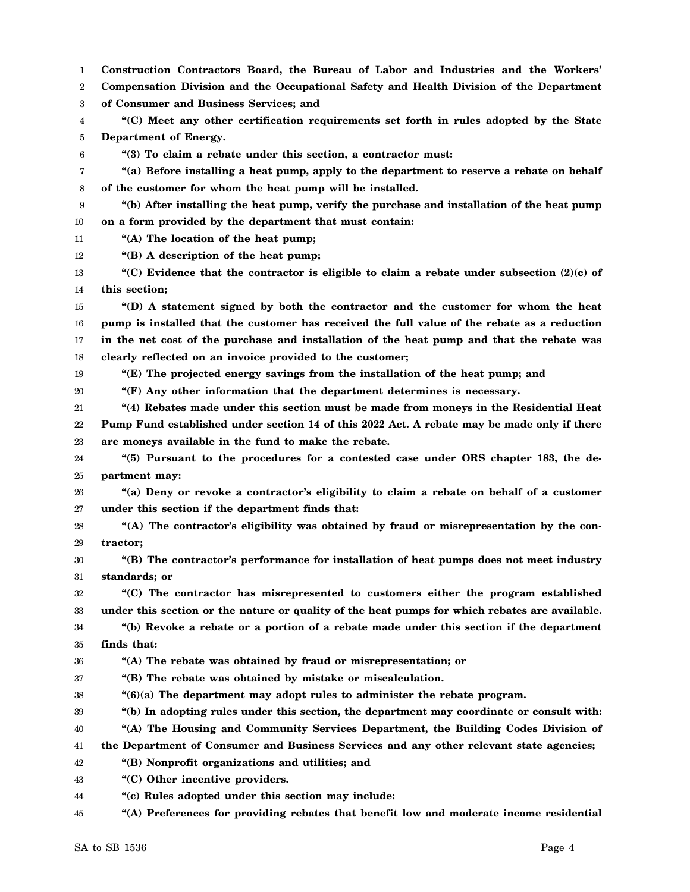**Construction Contractors Board, the Bureau of Labor and Industries and the Workers' Compensation Division and the Occupational Safety and Health Division of the Department of Consumer and Business Services; and**

**"(C) Meet any other certification requirements set forth in rules adopted by the State Department of Energy.**

**"(3) To claim a rebate under this section, a contractor must:**

**"(a) Before installing a heat pump, apply to the department to reserve a rebate on behalf of the customer for whom the heat pump will be installed.**

**"(b) After installing the heat pump, verify the purchase and installation of the heat pump on a form provided by the department that must contain:**

**"(A) The location of the heat pump;**

**"(B) A description of the heat pump;**

**"(C) Evidence that the contractor is eligible to claim a rebate under subsection (2)(c) of this section;**

**"(D) A statement signed by both the contractor and the customer for whom the heat pump is installed that the customer has received the full value of the rebate as a reduction in the net cost of the purchase and installation of the heat pump and that the rebate was clearly reflected on an invoice provided to the customer;**

**"(E) The projected energy savings from the installation of the heat pump; and**

**"(F) Any other information that the department determines is necessary.**

**"(4) Rebates made under this section must be made from moneys in the Residential Heat Pump Fund established under section 14 of this 2022 Act. A rebate may be made only if there are moneys available in the fund to make the rebate.**

**"(5) Pursuant to the procedures for a contested case under ORS chapter 183, the department may:**

**"(a) Deny or revoke a contractor's eligibility to claim a rebate on behalf of a customer under this section if the department finds that:**

**"(A) The contractor's eligibility was obtained by fraud or misrepresentation by the contractor;**

**"(B) The contractor's performance for installation of heat pumps does not meet industry standards; or**

**"(C) The contractor has misrepresented to customers either the program established under this section or the nature or quality of the heat pumps for which rebates are available.**

**"(b) Revoke a rebate or a portion of a rebate made under this section if the department finds that:**

**"(A) The rebate was obtained by fraud or misrepresentation; or**

**"(B) The rebate was obtained by mistake or miscalculation.**

**"(6)(a) The department may adopt rules to administer the rebate program.**

**"(b) In adopting rules under this section, the department may coordinate or consult with:**

**"(A) The Housing and Community Services Department, the Building Codes Division of the Department of Consumer and Business Services and any other relevant state agencies;**

**"(B) Nonprofit organizations and utilities; and**

**"(C) Other incentive providers.**

**"(c) Rules adopted under this section may include:**

**"(A) Preferences for providing rebates that benefit low and moderate income residential**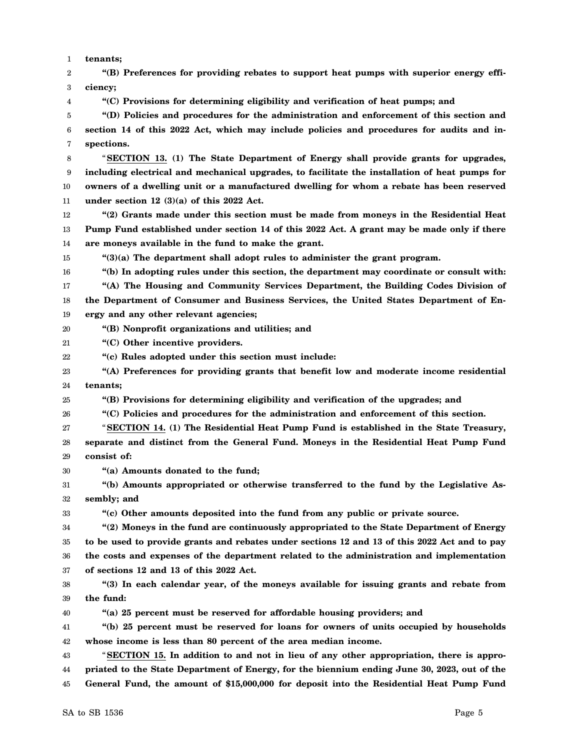**tenants;**

**"(B) Preferences for providing rebates to support heat pumps with superior energy efficiency;**

**"(C) Provisions for determining eligibility and verification of heat pumps; and**

**"(D) Policies and procedures for the administration and enforcement of this section and section 14 of this 2022 Act, which may include policies and procedures for audits and inspections.**

"**<u>SECTION 13.</u> (1) The State Department of Energy shall provide grants for upgrades, including electrical and mechanical upgrades, to facilitate the installation of heat pumps for owners of a dwelling unit or a manufactured dwelling for whom a rebate has been reserved under section 12 (3)(a) of this 2022 Act.**

**"(2) Grants made under this section must be made from moneys in the Residential Heat Pump Fund established under section 14 of this 2022 Act. A grant may be made only if there are moneys available in the fund to make the grant.**

**"(3)(a) The department shall adopt rules to administer the grant program.**

**"(b) In adopting rules under this section, the department may coordinate or consult with:**

**"(A) The Housing and Community Services Department, the Building Codes Division of the Department of Consumer and Business Services, the United States Department of Energy and any other relevant agencies;**

**"(B) Nonprofit organizations and utilities; and**

**"(C) Other incentive providers.**

**"(c) Rules adopted under this section must include:**

**"(A) Preferences for providing grants that benefit low and moderate income residential tenants;**

**"(B) Provisions for determining eligibility and verification of the upgrades; and**

**"(C) Policies and procedures for the administration and enforcement of this section.**

"**<u>SECTION 14.</u> (1) The Residential Heat Pump Fund is established in the State Treasury, separate and distinct from the General Fund. Moneys in the Residential Heat Pump Fund consist of:**

**"(a) Amounts donated to the fund;**

**"(b) Amounts appropriated or otherwise transferred to the fund by the Legislative Assembly; and**

**"(c) Other amounts deposited into the fund from any public or private source.**

**"(2) Moneys in the fund are continuously appropriated to the State Department of Energy to be used to provide grants and rebates under sections 12 and 13 of this 2022 Act and to pay the costs and expenses of the department related to the administration and implementation of sections 12 and 13 of this 2022 Act.**

**"(3) In each calendar year, of the moneys available for issuing grants and rebate from the fund:**

**"(a) 25 percent must be reserved for affordable housing providers; and**

**"(b) 25 percent must be reserved for loans for owners of units occupied by households whose income is less than 80 percent of the area median income.**

"**<u>SECTION 15.</u> In addition to and not in lieu of any other appropriation, there is appropriated to the State Department of Energy, for the biennium ending June 30, 2023, out of the General Fund, the amount of $15,000,000 for deposit into the Residential Heat Pump Fund**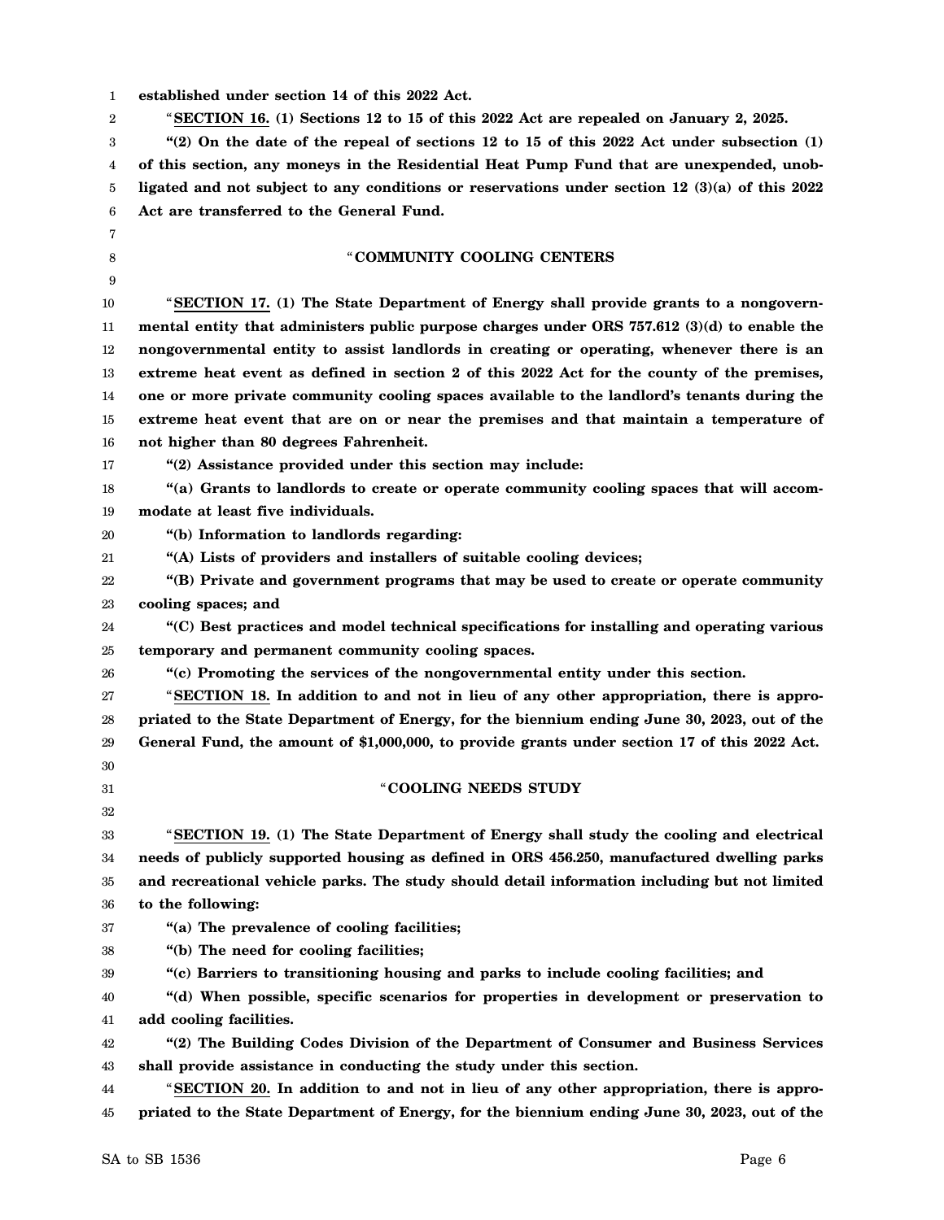**established under section 14 of this 2022 Act.**

"**SECTION 16. (1) Sections 12 to 15 of this 2022 Act are repealed on January 2, 2025.**

**"(2) On the date of the repeal of sections 12 to 15 of this 2022 Act under subsection (1) of this section, any moneys in the Residential Heat Pump Fund that are unexpended, unobligated and not subject to any conditions or reservations under section 12 (3)(a) of this 2022 Act are transferred to the General Fund.**

"**COMMUNITY COOLING CENTERS**

"**SECTION 17. (1) The State Department of Energy shall provide grants to a nongovernmental entity that administers public purpose charges under ORS 757.612 (3)(d) to enable the nongovernmental entity to assist landlords in creating or operating, whenever there is an extreme heat event as defined in section 2 of this 2022 Act for the county of the premises, one or more private community cooling spaces available to the landlord's tenants during the extreme heat event that are on or near the premises and that maintain a temperature of not higher than 80 degrees Fahrenheit.**

**"(2) Assistance provided under this section may include:**

**"(a) Grants to landlords to create or operate community cooling spaces that will accommodate at least five individuals.**

**"(b) Information to landlords regarding:**

**"(A) Lists of providers and installers of suitable cooling devices;**

**"(B) Private and government programs that may be used to create or operate community cooling spaces; and**

**"(C) Best practices and model technical specifications for installing and operating various temporary and permanent community cooling spaces.**

**"(c) Promoting the services of the nongovernmental entity under this section.**

"**SECTION 18. In addition to and not in lieu of any other appropriation, there is appropriated to the State Department of Energy, for the biennium ending June 30, 2023, out of the General Fund, the amount of $1,000,000, to provide grants under section 17 of this 2022 Act.**

"**COOLING NEEDS STUDY**

"**SECTION 19. (1) The State Department of Energy shall study the cooling and electrical needs of publicly supported housing as defined in ORS 456.250, manufactured dwelling parks and recreational vehicle parks. The study should detail information including but not limited to the following:**

**"(a) The prevalence of cooling facilities;**

**"(b) The need for cooling facilities;**

**"(c) Barriers to transitioning housing and parks to include cooling facilities; and**

**"(d) When possible, specific scenarios for properties in development or preservation to add cooling facilities.**

**"(2) The Building Codes Division of the Department of Consumer and Business Services shall provide assistance in conducting the study under this section.**

"**SECTION 20. In addition to and not in lieu of any other appropriation, there is appropriated to the State Department of Energy, for the biennium ending June 30, 2023, out of the**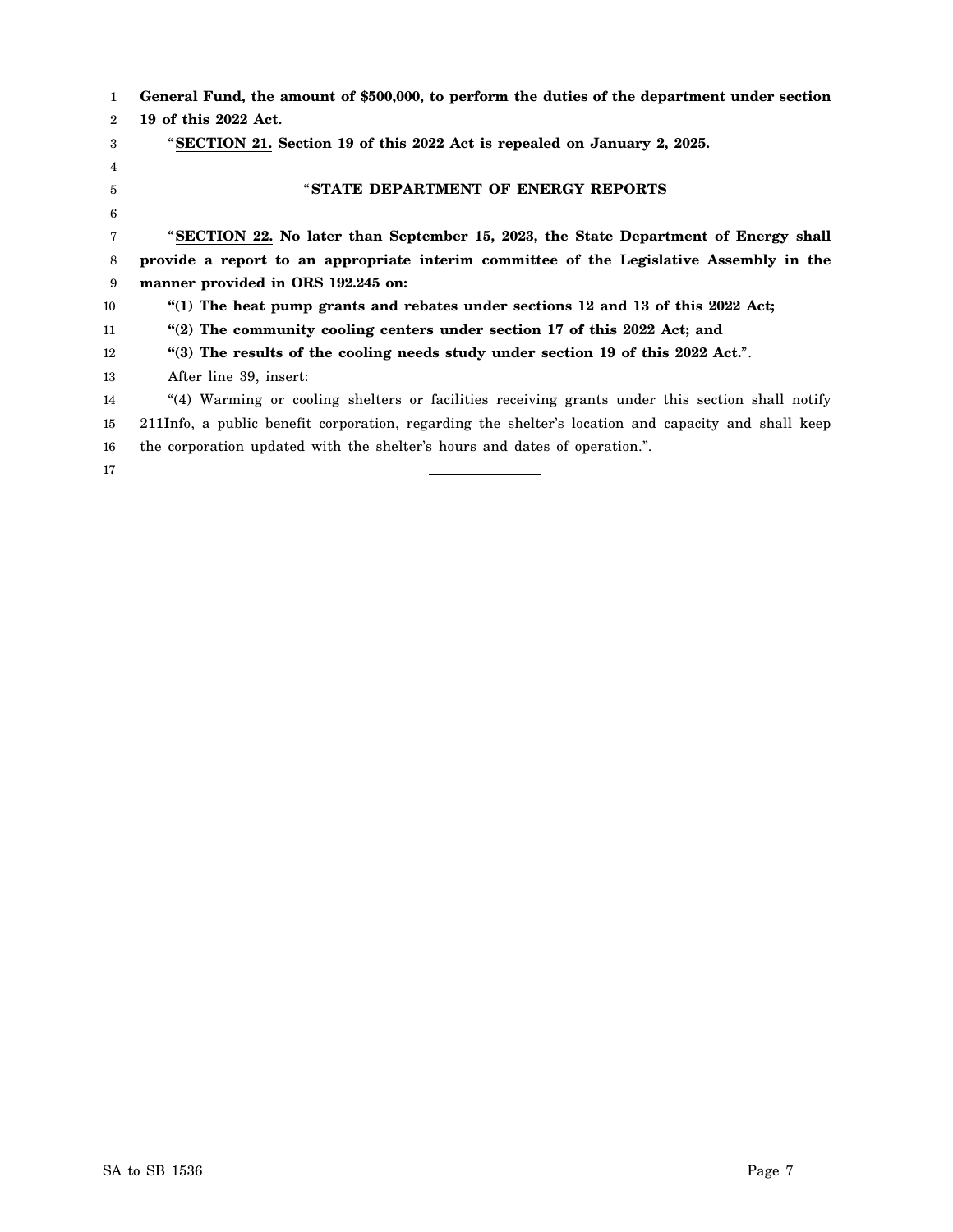**General Fund, the amount of $500,000, to perform the duties of the department under section 19 of this 2022 Act.**

"**SECTION 21. Section 19 of this 2022 Act is repealed on January 2, 2025.**

"**STATE DEPARTMENT OF ENERGY REPORTS**

"**SECTION 22. No later than September 15, 2023, the State Department of Energy shall provide a report to an appropriate interim committee of the Legislative Assembly in the manner provided in ORS 192.245 on:**

**"(1) The heat pump grants and rebates under sections 12 and 13 of this 2022 Act;**

**"(2) The community cooling centers under section 17 of this 2022 Act; and**

**"(3) The results of the cooling needs study under section 19 of this 2022 Act.**".

After line 39, insert:

"(4) Warming or cooling shelters or facilities receiving grants under this section shall notify 211Info, a public benefit corporation, regarding the shelter's location and capacity and shall keep the corporation updated with the shelter's hours and dates of operation.".